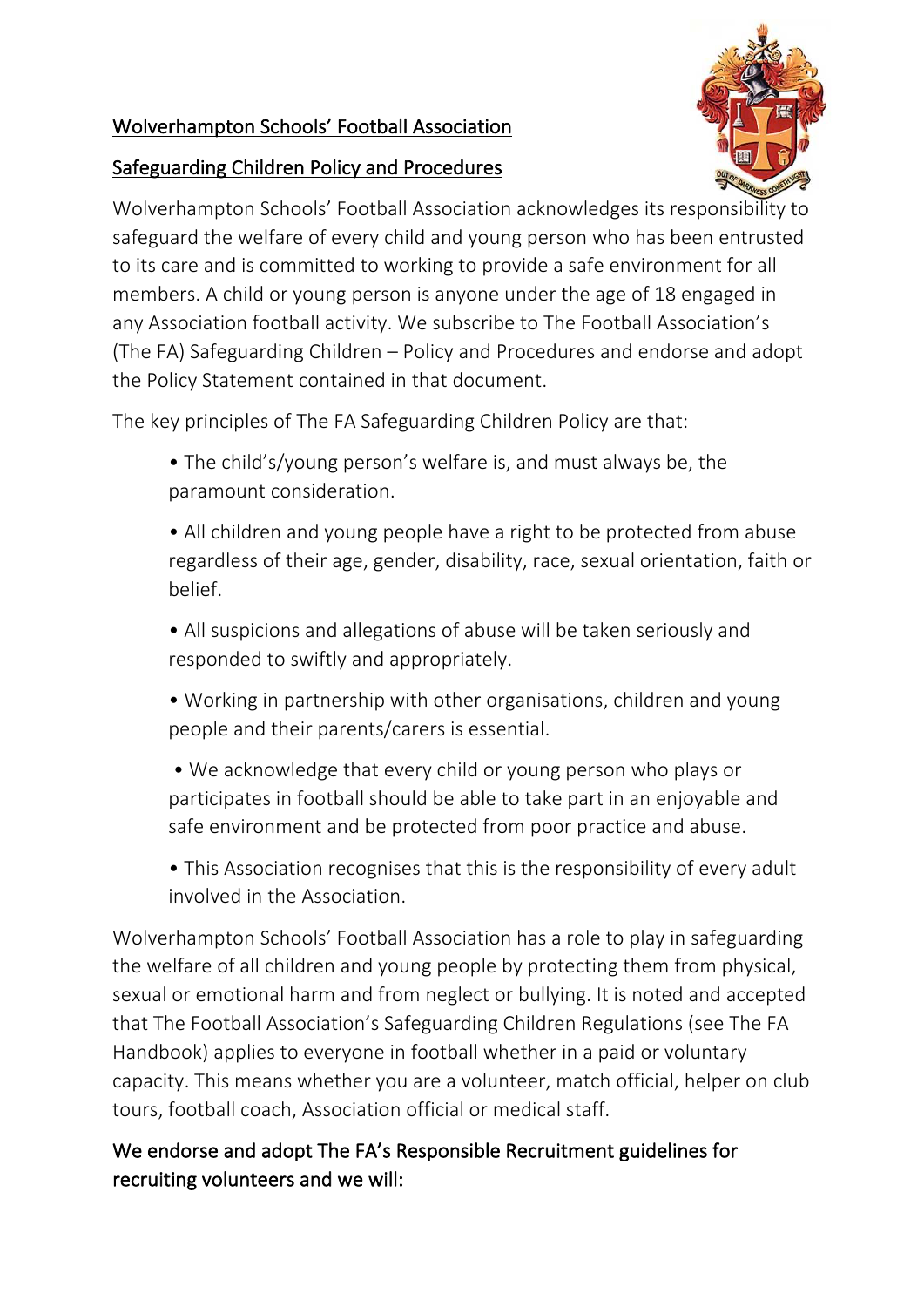# Wolverhampton Schools' Football Association

## Safeguarding Children Policy and Procedures

Wolverhampton Schools' Football Association acknowledges its responsibility to safeguard the welfare of every child and young person who has been entrusted to its care and is committed to working to provide a safe environment for all members. A child or young person is anyone under the age of 18 engaged in any Association football activity. We subscribe to The Football Association's (The FA) Safeguarding Children – Policy and Procedures and endorse and adopt the Policy Statement contained in that document.

The key principles of The FA Safeguarding Children Policy are that:

- The child's/young person's welfare is, and must always be, the paramount consideration.
- All children and young people have a right to be protected from abuse regardless of their age, gender, disability, race, sexual orientation, faith or belief.
- All suspicions and allegations of abuse will be taken seriously and responded to swiftly and appropriately.
- Working in partnership with other organisations, children and young people and their parents/carers is essential.
- We acknowledge that every child or young person who plays or participates in football should be able to take part in an enjoyable and safe environment and be protected from poor practice and abuse.
- This Association recognises that this is the responsibility of every adult involved in the Association.

Wolverhampton Schools' Football Association has a role to play in safeguarding the welfare of all children and young people by protecting them from physical, sexual or emotional harm and from neglect or bullying. It is noted and accepted that The Football Association's Safeguarding Children Regulations (see The FA Handbook) applies to everyone in football whether in a paid or voluntary capacity. This means whether you are a volunteer, match official, helper on club tours, football coach, Association official or medical staff.

We endorse and adopt The FA's Responsible Recruitment guidelines for recruiting volunteers and we will: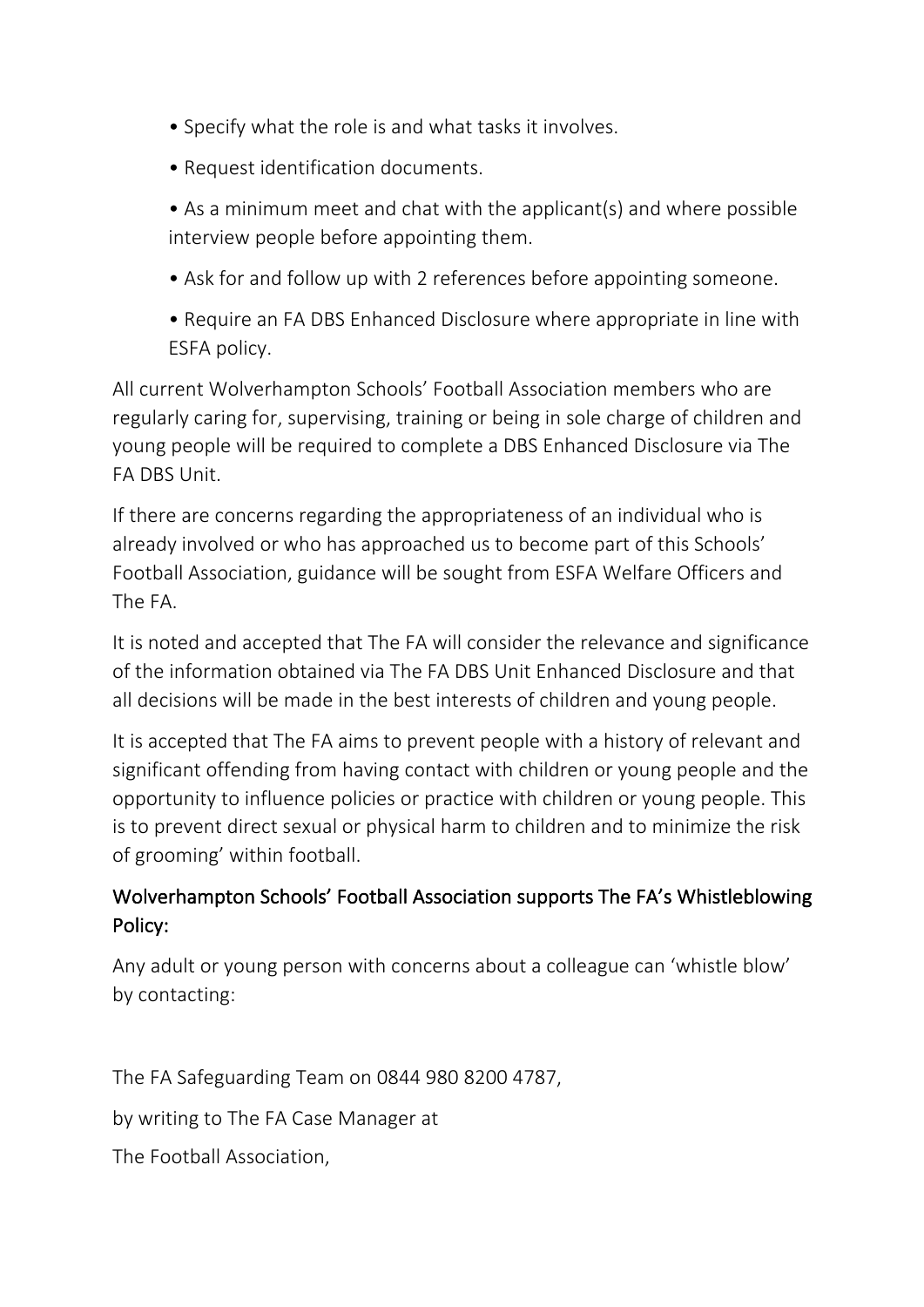- Specify what the role is and what tasks it involves.
- Request identification documents.
- As a minimum meet and chat with the applicant(s) and where possible interview people before appointing them.
- Ask for and follow up with 2 references before appointing someone.
- Require an FA DBS Enhanced Disclosure where appropriate in line with ESFA policy.

All current Wolverhampton Schools' Football Association members who are regularly caring for, supervising, training or being in sole charge of children and young people will be required to complete a DBS Enhanced Disclosure via The FA DBS Unit.

If there are concerns regarding the appropriateness of an individual who is already involved or who has approached us to become part of this Schools' Football Association, guidance will be sought from ESFA Welfare Officers and The FA.

It is noted and accepted that The FA will consider the relevance and significance of the information obtained via The FA DBS Unit Enhanced Disclosure and that all decisions will be made in the best interests of children and young people.

It is accepted that The FA aims to prevent people with a history of relevant and significant offending from having contact with children or young people and the opportunity to influence policies or practice with children or young people. This is to prevent direct sexual or physical harm to children and to minimize the risk of grooming' within football.

## Wolverhampton Schools' Football Association supports The FA's Whistleblowing Policy:

Any adult or young person with concerns about a colleague can 'whistle blow' by contacting:

The FA Safeguarding Team on 0844 980 8200 4787,

by writing to The FA Case Manager at

The Football Association,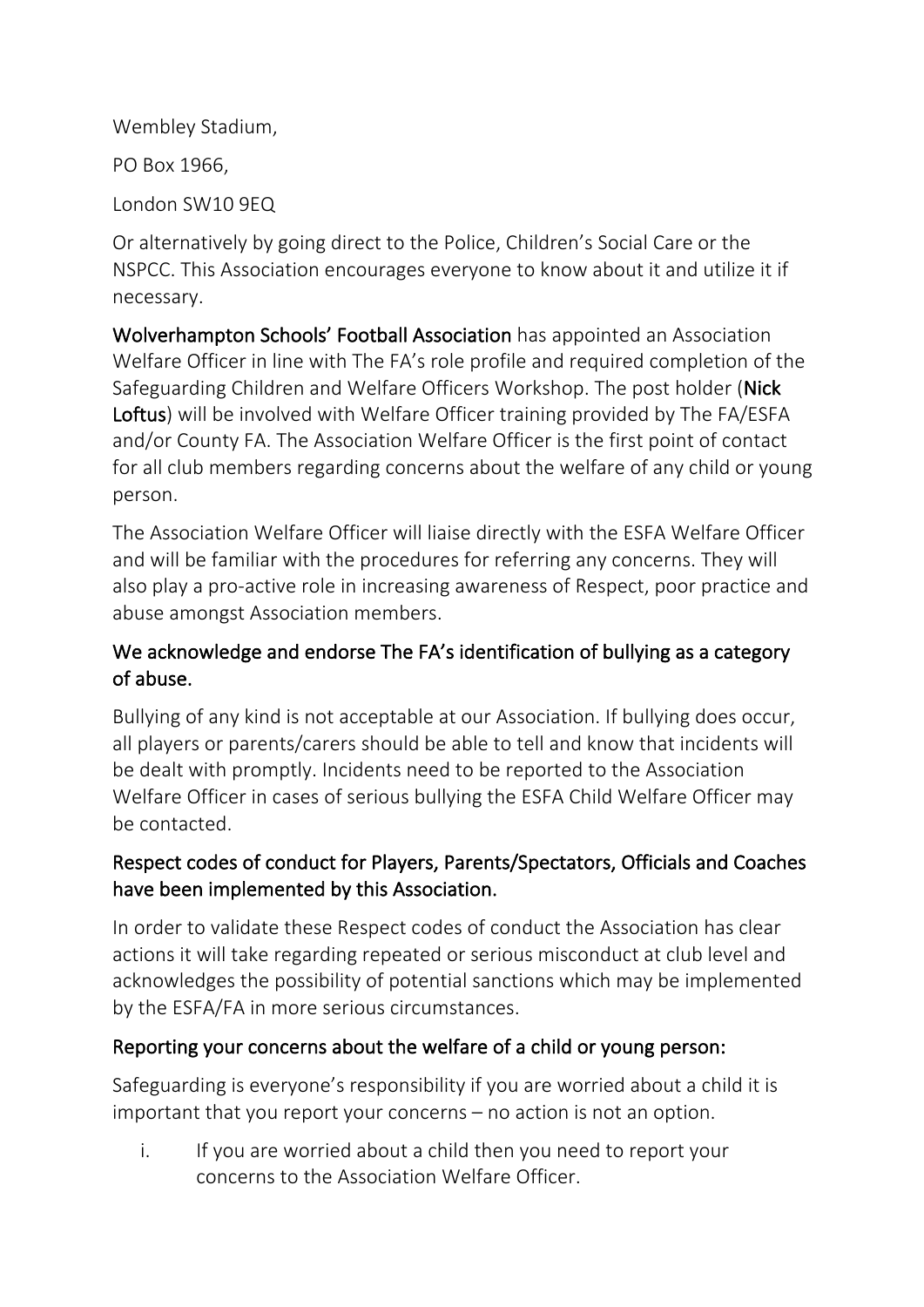Wembley Stadium,

PO Box 1966,

London SW10 9EQ

Or alternatively by going direct to the Police, Children's Social Care or the NSPCC. This Association encourages everyone to know about it and utilize it if necessary.

**Wolverhampton Schools' Football Association** has appointed an Association Welfare Officer in line with The FA's role profile and required completion of the Safeguarding Children and Welfare Officers Workshop. The post holder (**Nick Loftus**) will be involved with Welfare Officer training provided by The FA/ESFA and/or County FA. The Association Welfare Officer is the first point of contact for all club members regarding concerns about the welfare of any child or young person.

The Association Welfare Officer will liaise directly with the ESFA Welfare Officer and will be familiar with the procedures for referring any concerns. They will also play a pro-active role in increasing awareness of Respect, poor practice and abuse amongst Association members.

### We acknowledge and endorse The FA's identification of bullying as a category of abuse.

Bullying of any kind is not acceptable at our Association. If bullying does occur, all players or parents/carers should be able to tell and know that incidents will be dealt with promptly. Incidents need to be reported to the Association Welfare Officer in cases of serious bullying the ESFA Child Welfare Officer may be contacted.

### Respect codes of conduct for Players, Parents/Spectators, Officials and Coaches have been implemented by this Association.

In order to validate these Respect codes of conduct the Association has clear actions it will take regarding repeated or serious misconduct at club level and acknowledges the possibility of potential sanctions which may be implemented by the ESFA/FA in more serious circumstances.

### Reporting your concerns about the welfare of a child or young person:

Safeguarding is everyone's responsibility if you are worried about a child it is important that you report your concerns – no action is not an option.

i. If you are worried about a child then you need to report your concerns to the Association Welfare Officer.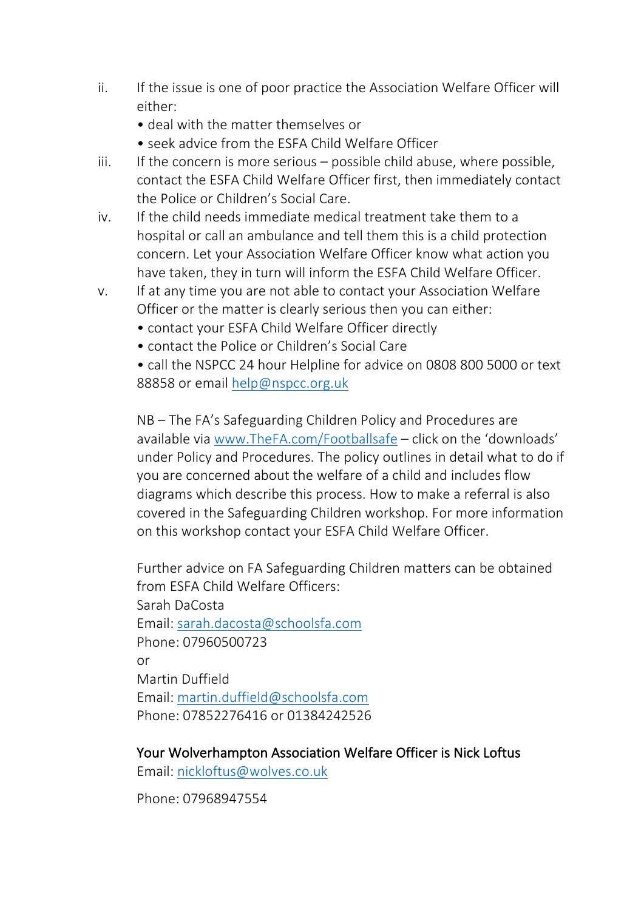ii. If the issue is one of poor practice the Association Welfare Officer will either:
   - deal with the matter themselves or
   - seek advice from the ESFA Child Welfare Officer

iii. If the concern is more serious – possible child abuse, where possible, contact the ESFA Child Welfare Officer first, then immediately contact the Police or Children's Social Care.

iv. If the child needs immediate medical treatment take them to a hospital or call an ambulance and tell them this is a child protection concern. Let your Association Welfare Officer know what action you have taken, they in turn will inform the ESFA Child Welfare Officer.

v. If at any time you are not able to contact your Association Welfare Officer or the matter is clearly serious then you can either:
   - contact your ESFA Child Welfare Officer directly
   - contact the Police or Children's Social Care
   - call the NSPCC 24 hour Helpline for advice on 0808 800 5000 or text 88858 or email help@nspcc.org.uk

NB – The FA's Safeguarding Children Policy and Procedures are available via www.TheFA.com/Footballsafe – click on the 'downloads' under Policy and Procedures. The policy outlines in detail what to do if you are concerned about the welfare of a child and includes flow diagrams which describe this process. How to make a referral is also covered in the Safeguarding Children workshop. For more information on this workshop contact your ESFA Child Welfare Officer.

Further advice on FA Safeguarding Children matters can be obtained from ESFA Child Welfare Officers:
Sarah DaCosta
Email: sarah.dacosta@schoolsfa.com
Phone: 07960500723
or
Martin Duffield
Email: martin.duffield@schoolsfa.com
Phone: 07852276416 or 01384242526

**Your Wolverhampton Association Welfare Officer is Nick Loftus**
Email: nickloftus@wolves.co.uk

Phone: 07968947554